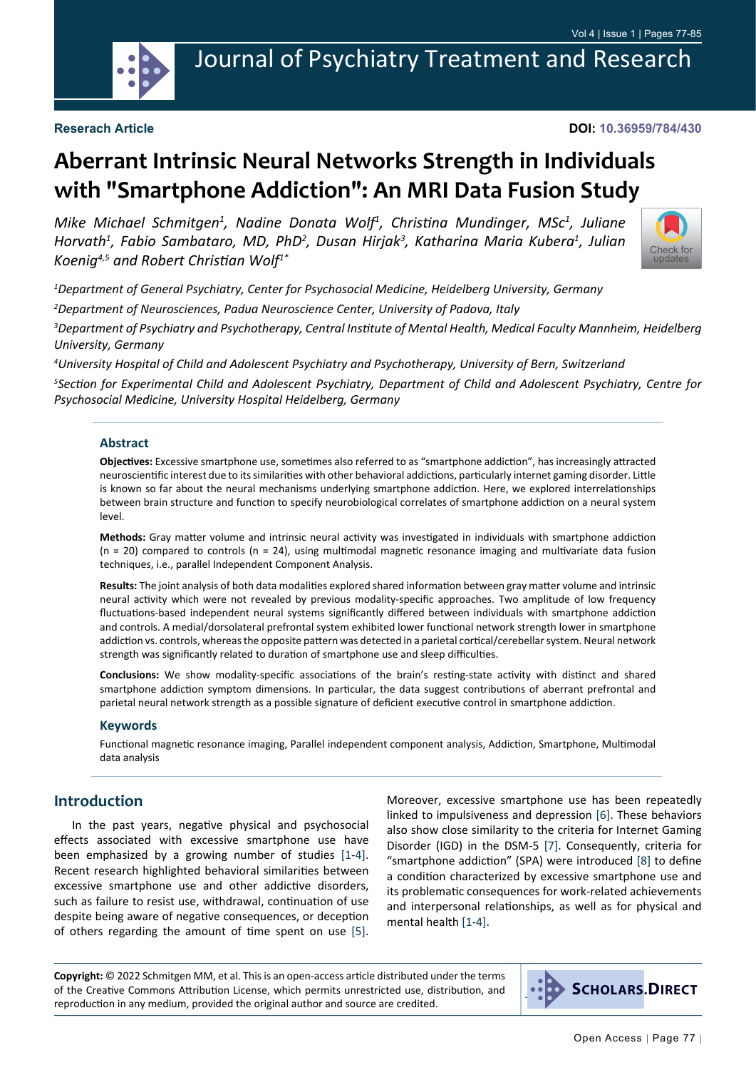Research Article

DOI: 10.36959/784/430

# Aberrant Intrinsic Neural Networks Strength in Individuals with "Smartphone Addiction": An MRI Data Fusion Study

*Mike Michael Schmitgen[1], Nadine Donata Wolf[1], Christina Mundinger, MSc[1], Juliane Horvath[1], Fabio Sambataro, MD, PhD[2], Dusan Hirjak[3], Katharina Maria Kubera[1], Julian Koenig[4,5] and Robert Christian Wolf[1*]*

*[1]Department of General Psychiatry, Center for Psychosocial Medicine, Heidelberg University, Germany*

*[2]Department of Neurosciences, Padua Neuroscience Center, University of Padova, Italy*

*[3]Department of Psychiatry and Psychotherapy, Central Institute of Mental Health, Medical Faculty Mannheim, Heidelberg University, Germany*

*[4]University Hospital of Child and Adolescent Psychiatry and Psychotherapy, University of Bern, Switzerland*

*[5]Section for Experimental Child and Adolescent Psychiatry, Department of Child and Adolescent Psychiatry, Centre for Psychosocial Medicine, University Hospital Heidelberg, Germany*

## Abstract

**Objectives:** Excessive smartphone use, sometimes also referred to as "smartphone addiction", has increasingly attracted neuroscientific interest due to its similarities with other behavioral addictions, particularly internet gaming disorder. Little is known so far about the neural mechanisms underlying smartphone addiction. Here, we explored interrelationships between brain structure and function to specify neurobiological correlates of smartphone addiction on a neural system level.

**Methods:** Gray matter volume and intrinsic neural activity was investigated in individuals with smartphone addiction (n = 20) compared to controls (n = 24), using multimodal magnetic resonance imaging and multivariate data fusion techniques, i.e., parallel Independent Component Analysis.

**Results:** The joint analysis of both data modalities explored shared information between gray matter volume and intrinsic neural activity which were not revealed by previous modality-specific approaches. Two amplitude of low frequency fluctuations-based independent neural systems significantly differed between individuals with smartphone addiction and controls. A medial/dorsolateral prefrontal system exhibited lower functional network strength lower in smartphone addiction vs. controls, whereas the opposite pattern was detected in a parietal cortical/cerebellar system. Neural network strength was significantly related to duration of smartphone use and sleep difficulties.

**Conclusions:** We show modality-specific associations of the brain's resting-state activity with distinct and shared smartphone addiction symptom dimensions. In particular, the data suggest contributions of aberrant prefrontal and parietal neural network strength as a possible signature of deficient executive control in smartphone addiction.

### Keywords

Functional magnetic resonance imaging, Parallel independent component analysis, Addiction, Smartphone, Multimodal data analysis

## Introduction

In the past years, negative physical and psychosocial effects associated with excessive smartphone use have been emphasized by a growing number of studies [1-4]. Recent research highlighted behavioral similarities between excessive smartphone use and other addictive disorders, such as failure to resist use, withdrawal, continuation of use despite being aware of negative consequences, or deception of others regarding the amount of time spent on use [5]. Moreover, excessive smartphone use has been repeatedly linked to impulsiveness and depression [6]. These behaviors also show close similarity to the criteria for Internet Gaming Disorder (IGD) in the DSM-5 [7]. Consequently, criteria for "smartphone addiction" (SPA) were introduced [8] to define a condition characterized by excessive smartphone use and its problematic consequences for work-related achievements and interpersonal relationships, as well as for physical and mental health [1-4].

**Copyright:** © 2022 Schmitgen MM, et al. This is an open-access article distributed under the terms of the Creative Commons Attribution License, which permits unrestricted use, distribution, and reproduction in any medium, provided the original author and source are credited.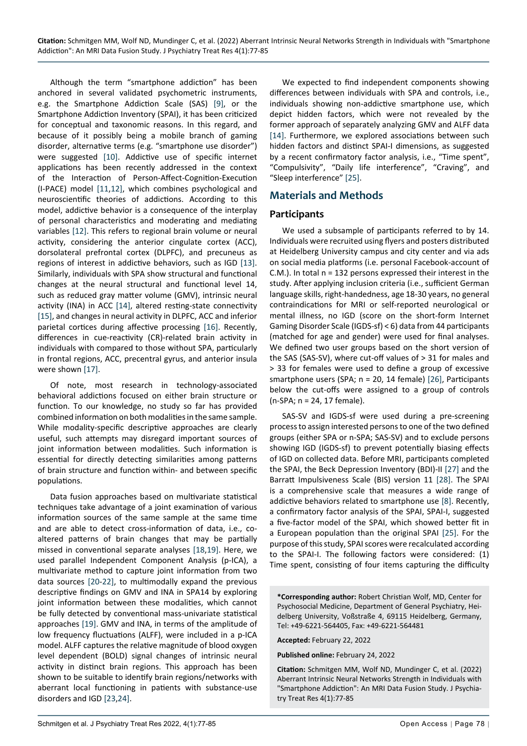Although the term "smartphone addiction" has been anchored in several validated psychometric instruments, e.g. the Smartphone Addiction Scale (SAS) [9], or the Smartphone Addiction Inventory (SPAI), it has been criticized for conceptual and taxonomic reasons. In this regard, and because of it possibly being a mobile branch of gaming disorder, alternative terms (e.g. "smartphone use disorder") were suggested [10]. Addictive use of specific internet applications has been recently addressed in the context of the Interaction of Person-Affect-Cognition-Execution (I-PACE) model [11,12], which combines psychological and neuroscientific theories of addictions. According to this model, addictive behavior is a consequence of the interplay of personal characteristics and moderating and mediating variables [12]. This refers to regional brain volume or neural activity, considering the anterior cingulate cortex (ACC), dorsolateral prefrontal cortex (DLPFC), and precuneus as regions of interest in addictive behaviors, such as IGD [13]. Similarly, individuals with SPA show structural and functional changes at the neural structural and functional level 14, such as reduced gray matter volume (GMV), intrinsic neural activity (INA) in ACC [14], altered resting-state connectivity [15], and changes in neural activity in DLPFC, ACC and inferior parietal cortices during affective processing [16]. Recently, differences in cue-reactivity (CR)-related brain activity in individuals with compared to those without SPA, particularly in frontal regions, ACC, precentral gyrus, and anterior insula were shown [17].

Of note, most research in technology-associated behavioral addictions focused on either brain structure or function. To our knowledge, no study so far has provided combined information on both modalities in the same sample. While modality-specific descriptive approaches are clearly useful, such attempts may disregard important sources of joint information between modalities. Such information is essential for directly detecting similarities among patterns of brain structure and function within- and between specific populations.

Data fusion approaches based on multivariate statistical techniques take advantage of a joint examination of various information sources of the same sample at the same time and are able to detect cross-information of data, i.e., co-altered patterns of brain changes that may be partially missed in conventional separate analyses [18,19]. Here, we used parallel Independent Component Analysis (p-ICA), a multivariate method to capture joint information from two data sources [20-22], to multimodally expand the previous descriptive findings on GMV and INA in SPA14 by exploring joint information between these modalities, which cannot be fully detected by conventional mass-univariate statistical approaches [19]. GMV and INA, in terms of the amplitude of low frequency fluctuations (ALFF), were included in a p-ICA model. ALFF captures the relative magnitude of blood oxygen level dependent (BOLD) signal changes of intrinsic neural activity in distinct brain regions. This approach has been shown to be suitable to identify brain regions/networks with aberrant local functioning in patients with substance-use disorders and IGD [23,24].

We expected to find independent components showing differences between individuals with SPA and controls, i.e., individuals showing non-addictive smartphone use, which depict hidden factors, which were not revealed by the former approach of separately analyzing GMV and ALFF data [14]. Furthermore, we explored associations between such hidden factors and distinct SPAI-I dimensions, as suggested by a recent confirmatory factor analysis, i.e., "Time spent", "Compulsivity", "Daily life interference", "Craving", and "Sleep interference" [25].

## Materials and Methods

### Participants

We used a subsample of participants referred to by 14. Individuals were recruited using flyers and posters distributed at Heidelberg University campus and city center and via ads on social media platforms (i.e. personal Facebook-account of C.M.). In total n = 132 persons expressed their interest in the study. After applying inclusion criteria (i.e., sufficient German language skills, right-handedness, age 18-30 years, no general contraindications for MRI or self-reported neurological or mental illness, no IGD (score on the short-form Internet Gaming Disorder Scale (IGDS-sf) < 6) data from 44 participants (matched for age and gender) were used for final analyses. We defined two user groups based on the short version of the SAS (SAS-SV), where cut-off values of > 31 for males and > 33 for females were used to define a group of excessive smartphone users (SPA; n = 20, 14 female) [26], Participants below the cut-offs were assigned to a group of controls (n-SPA; n = 24, 17 female).

SAS-SV and IGDS-sf were used during a pre-screening process to assign interested persons to one of the two defined groups (either SPA or n-SPA; SAS-SV) and to exclude persons showing IGD (IGDS-sf) to prevent potentially biasing effects of IGD on collected data. Before MRI, participants completed the SPAI, the Beck Depression Inventory (BDI)-II [27] and the Barratt Impulsiveness Scale (BIS) version 11 [28]. The SPAI is a comprehensive scale that measures a wide range of addictive behaviors related to smartphone use [8]. Recently, a confirmatory factor analysis of the SPAI, SPAI-I, suggested a five-factor model of the SPAI, which showed better fit in a European population than the original SPAI [25]. For the purpose of this study, SPAI scores were recalculated according to the SPAI-I. The following factors were considered: (1) Time spent, consisting of four items capturing the difficulty

**\*Corresponding author:** Robert Christian Wolf, MD, Center for Psychosocial Medicine, Department of General Psychiatry, Heidelberg University, Voßstraße 4, 69115 Heidelberg, Germany, Tel: +49-6221-564405, Fax: +49-6221-564481

**Accepted:** February 22, 2022

**Published online:** February 24, 2022

**Citation:** Schmitgen MM, Wolf ND, Mundinger C, et al. (2022) Aberrant Intrinsic Neural Networks Strength in Individuals with "Smartphone Addiction": An MRI Data Fusion Study. J Psychiatry Treat Res 4(1):77-85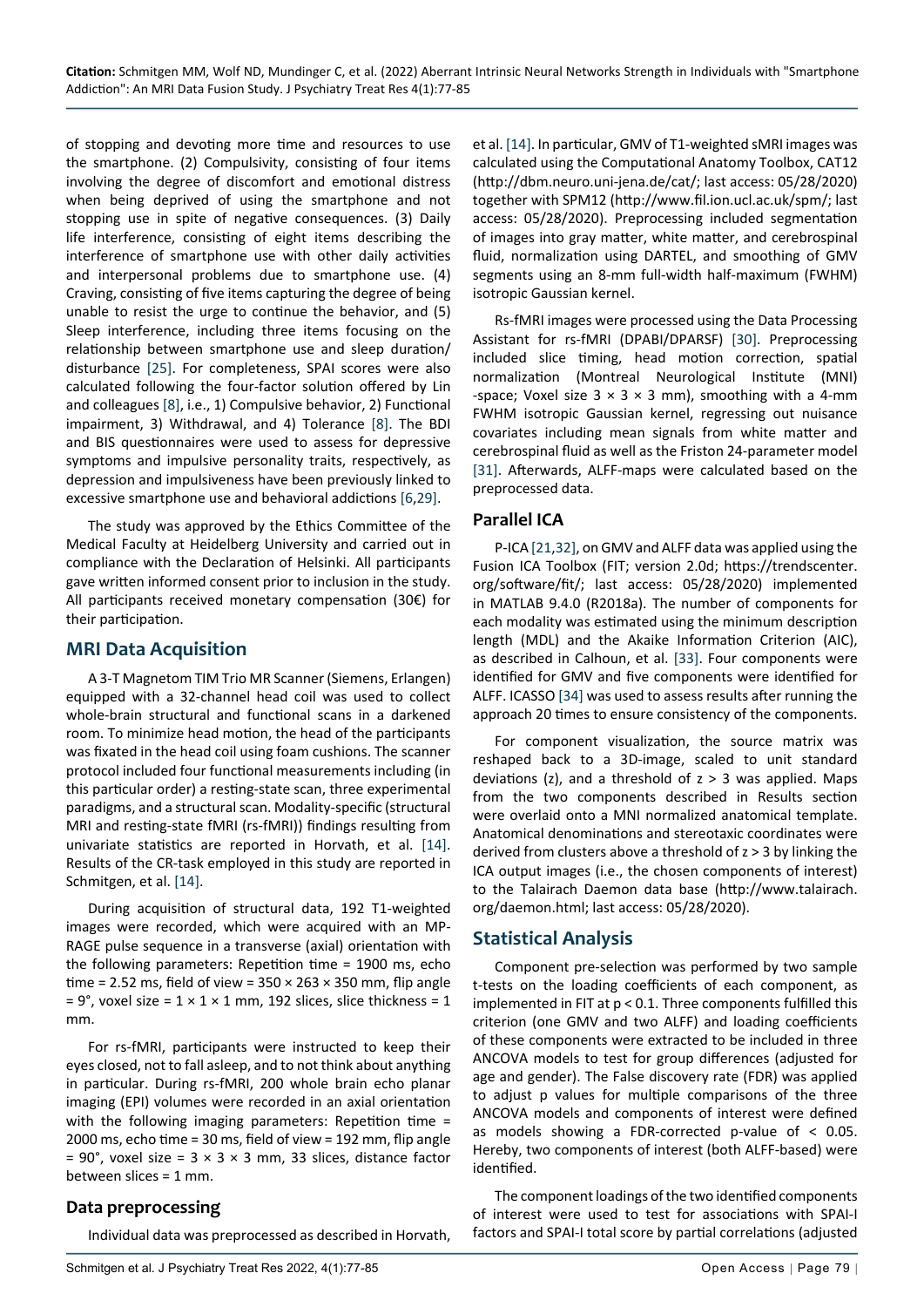of stopping and devoting more time and resources to use the smartphone. (2) Compulsivity, consisting of four items involving the degree of discomfort and emotional distress when being deprived of using the smartphone and not stopping use in spite of negative consequences. (3) Daily life interference, consisting of eight items describing the interference of smartphone use with other daily activities and interpersonal problems due to smartphone use. (4) Craving, consisting of five items capturing the degree of being unable to resist the urge to continue the behavior, and (5) Sleep interference, including three items focusing on the relationship between smartphone use and sleep duration/disturbance [25]. For completeness, SPAI scores were also calculated following the four-factor solution offered by Lin and colleagues [8], i.e., 1) Compulsive behavior, 2) Functional impairment, 3) Withdrawal, and 4) Tolerance [8]. The BDI and BIS questionnaires were used to assess for depressive symptoms and impulsive personality traits, respectively, as depression and impulsiveness have been previously linked to excessive smartphone use and behavioral addictions [6,29].

The study was approved by the Ethics Committee of the Medical Faculty at Heidelberg University and carried out in compliance with the Declaration of Helsinki. All participants gave written informed consent prior to inclusion in the study. All participants received monetary compensation (30€) for their participation.

## MRI Data Acquisition

A 3-T Magnetom TIM Trio MR Scanner (Siemens, Erlangen) equipped with a 32-channel head coil was used to collect whole-brain structural and functional scans in a darkened room. To minimize head motion, the head of the participants was fixated in the head coil using foam cushions. The scanner protocol included four functional measurements including (in this particular order) a resting-state scan, three experimental paradigms, and a structural scan. Modality-specific (structural MRI and resting-state fMRI (rs-fMRI)) findings resulting from univariate statistics are reported in Horvath, et al. [14]. Results of the CR-task employed in this study are reported in Schmitgen, et al. [14].

During acquisition of structural data, 192 T1-weighted images were recorded, which were acquired with an MP-RAGE pulse sequence in a transverse (axial) orientation with the following parameters: Repetition time = 1900 ms, echo time = 2.52 ms, field of view = 350 × 263 × 350 mm, flip angle = 9°, voxel size = 1 × 1 × 1 mm, 192 slices, slice thickness = 1 mm.

For rs-fMRI, participants were instructed to keep their eyes closed, not to fall asleep, and to not think about anything in particular. During rs-fMRI, 200 whole brain echo planar imaging (EPI) volumes were recorded in an axial orientation with the following imaging parameters: Repetition time = 2000 ms, echo time = 30 ms, field of view = 192 mm, flip angle = 90°, voxel size = 3 × 3 × 3 mm, 33 slices, distance factor between slices = 1 mm.

### Data preprocessing

Individual data was preprocessed as described in Horvath, et al. [14]. In particular, GMV of T1-weighted sMRI images was calculated using the Computational Anatomy Toolbox, CAT12 (http://dbm.neuro.uni-jena.de/cat/; last access: 05/28/2020) together with SPM12 (http://www.fil.ion.ucl.ac.uk/spm/; last access: 05/28/2020). Preprocessing included segmentation of images into gray matter, white matter, and cerebrospinal fluid, normalization using DARTEL, and smoothing of GMV segments using an 8-mm full-width half-maximum (FWHM) isotropic Gaussian kernel.

Rs-fMRI images were processed using the Data Processing Assistant for rs-fMRI (DPABI/DPARSF) [30]. Preprocessing included slice timing, head motion correction, spatial normalization (Montreal Neurological Institute (MNI) -space; Voxel size 3 × 3 × 3 mm), smoothing with a 4-mm FWHM isotropic Gaussian kernel, regressing out nuisance covariates including mean signals from white matter and cerebrospinal fluid as well as the Friston 24-parameter model [31]. Afterwards, ALFF-maps were calculated based on the preprocessed data.

### Parallel ICA

P-ICA [21,32], on GMV and ALFF data was applied using the Fusion ICA Toolbox (FIT; version 2.0d; https://trendscenter.org/software/fit/; last access: 05/28/2020) implemented in MATLAB 9.4.0 (R2018a). The number of components for each modality was estimated using the minimum description length (MDL) and the Akaike Information Criterion (AIC), as described in Calhoun, et al. [33]. Four components were identified for GMV and five components were identified for ALFF. ICASSO [34] was used to assess results after running the approach 20 times to ensure consistency of the components.

For component visualization, the source matrix was reshaped back to a 3D-image, scaled to unit standard deviations (z), and a threshold of $z > 3$ was applied. Maps from the two components described in Results section were overlaid onto a MNI normalized anatomical template. Anatomical denominations and stereotaxic coordinates were derived from clusters above a threshold of $z > 3$ by linking the ICA output images (i.e., the chosen components of interest) to the Talairach Daemon data base (http://www.talairach.org/daemon.html; last access: 05/28/2020).

## Statistical Analysis

Component pre-selection was performed by two sample t-tests on the loading coefficients of each component, as implemented in FIT at $p < 0.1$. Three components fulfilled this criterion (one GMV and two ALFF) and loading coefficients of these components were extracted to be included in three ANCOVA models to test for group differences (adjusted for age and gender). The False discovery rate (FDR) was applied to adjust p values for multiple comparisons of the three ANCOVA models and components of interest were defined as models showing a FDR-corrected p-value of $< 0.05$. Hereby, two components of interest (both ALFF-based) were identified.

The component loadings of the two identified components of interest were used to test for associations with SPAI-I factors and SPAI-I total score by partial correlations (adjusted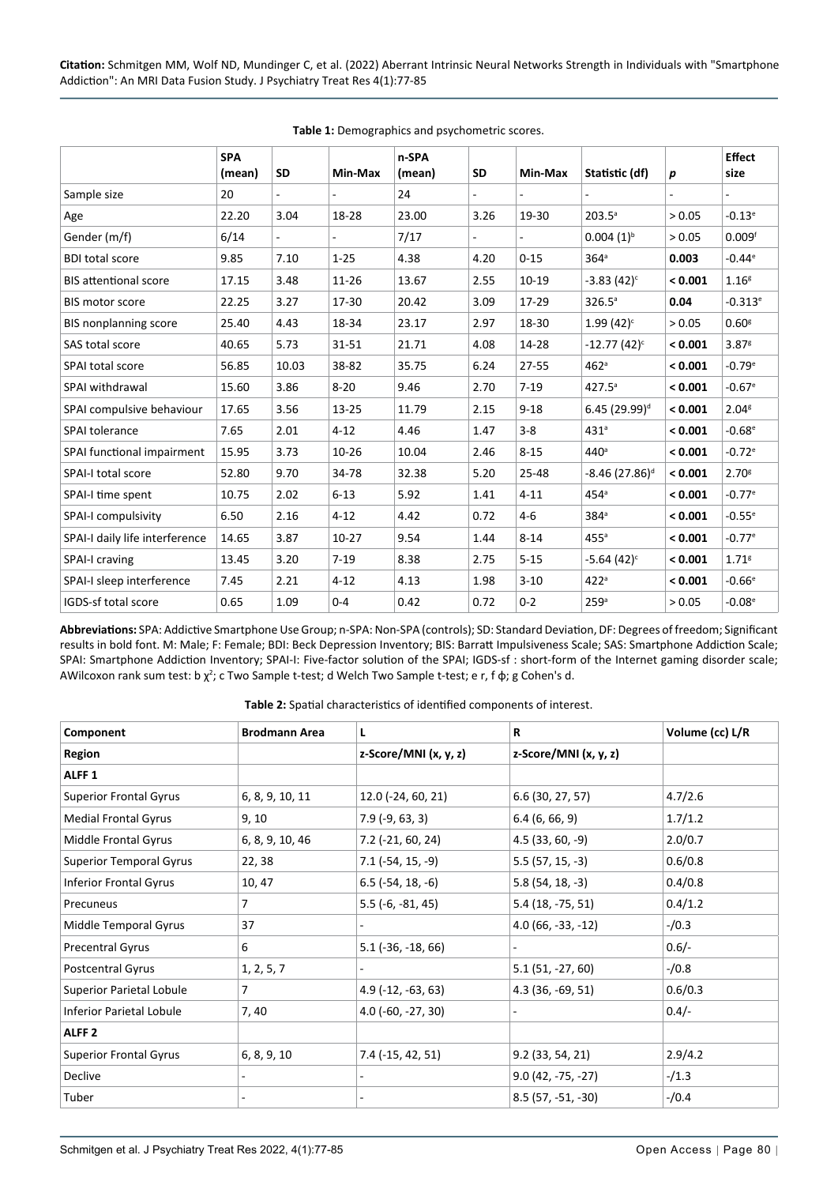**Table 1:** Demographics and psychometric scores.

| | SPA (mean) | SD | Min-Max | n-SPA (mean) | SD | Min-Max | Statistic (df) | $p$ | Effect size |
|---|---|---|---|---|---|---|---|---|---|
| Sample size | 20 | - | - | 24 | - | - | - | - | - |
| Age | 22.20 | 3.04 | 18-28 | 23.00 | 3.26 | 19-30 | 203.5[a] | > 0.05 | -0.13[e] |
| Gender (m/f) | 6/14 | - | - | 7/17 | - | - | 0.004 (1)[b] | > 0.05 | 0.009[f] |
| BDI total score | 9.85 | 7.10 | 1-25 | 4.38 | 4.20 | 0-15 | 364[a] | **0.003** | -0.44[e] |
| BIS attentional score | 17.15 | 3.48 | 11-26 | 13.67 | 2.55 | 10-19 | -3.83 (42)[c] | **< 0.001** | 1.16[g] |
| BIS motor score | 22.25 | 3.27 | 17-30 | 20.42 | 3.09 | 17-29 | 326.5[a] | **0.04** | -0.313[e] |
| BIS nonplanning score | 25.40 | 4.43 | 18-34 | 23.17 | 2.97 | 18-30 | 1.99 (42)[c] | > 0.05 | 0.60[g] |
| SAS total score | 40.65 | 5.73 | 31-51 | 21.71 | 4.08 | 14-28 | -12.77 (42)[c] | **< 0.001** | 3.87[g] |
| SPAI total score | 56.85 | 10.03 | 38-82 | 35.75 | 6.24 | 27-55 | 462[a] | **< 0.001** | -0.79[e] |
| SPAI withdrawal | 15.60 | 3.86 | 8-20 | 9.46 | 2.70 | 7-19 | 427.5[a] | **< 0.001** | -0.67[e] |
| SPAI compulsive behaviour | 17.65 | 3.56 | 13-25 | 11.79 | 2.15 | 9-18 | 6.45 (29.99)[d] | **< 0.001** | 2.04[g] |
| SPAI tolerance | 7.65 | 2.01 | 4-12 | 4.46 | 1.47 | 3-8 | 431[a] | **< 0.001** | -0.68[e] |
| SPAI functional impairment | 15.95 | 3.73 | 10-26 | 10.04 | 2.46 | 8-15 | 440[a] | **< 0.001** | -0.72[e] |
| SPAI-I total score | 52.80 | 9.70 | 34-78 | 32.38 | 5.20 | 25-48 | -8.46 (27.86)[d] | **< 0.001** | 2.70[g] |
| SPAI-I time spent | 10.75 | 2.02 | 6-13 | 5.92 | 1.41 | 4-11 | 454[a] | **< 0.001** | -0.77[e] |
| SPAI-I compulsivity | 6.50 | 2.16 | 4-12 | 4.42 | 0.72 | 4-6 | 384[a] | **< 0.001** | -0.55[e] |
| SPAI-I daily life interference | 14.65 | 3.87 | 10-27 | 9.54 | 1.44 | 8-14 | 455[a] | **< 0.001** | -0.77[e] |
| SPAI-I craving | 13.45 | 3.20 | 7-19 | 8.38 | 2.75 | 5-15 | -5.64 (42)[c] | **< 0.001** | 1.71[g] |
| SPAI-I sleep interference | 7.45 | 2.21 | 4-12 | 4.13 | 1.98 | 3-10 | 422[a] | **< 0.001** | -0.66[e] |
| IGDS-sf total score | 0.65 | 1.09 | 0-4 | 0.42 | 0.72 | 0-2 | 259[a] | > 0.05 | -0.08[e] |

**Abbreviations:** SPA: Addictive Smartphone Use Group; n-SPA: Non-SPA (controls); SD: Standard Deviation, DF: Degrees of freedom; Significant results in bold font. M: Male; F: Female; BDI: Beck Depression Inventory; BIS: Barratt Impulsiveness Scale; SAS: Smartphone Addiction Scale; SPAI: Smartphone Addiction Inventory; SPAI-I: Five-factor solution of the SPAI; IGDS-sf : short-form of the Internet gaming disorder scale; AWilcoxon rank sum test: b $\chi^2$; c Two Sample t-test; d Welch Two Sample t-test; e r, f ϕ; g Cohen's d.

**Table 2:** Spatial characteristics of identified components of interest.

| Component | Brodmann Area | L | R | Volume (cc) L/R |
|---|---|---|---|---|
| **Region** | | **z-Score/MNI (x, y, z)** | **z-Score/MNI (x, y, z)** | |
| **ALFF 1** | | | | |
| Superior Frontal Gyrus | 6, 8, 9, 10, 11 | 12.0 (-24, 60, 21) | 6.6 (30, 27, 57) | 4.7/2.6 |
| Medial Frontal Gyrus | 9, 10 | 7.9 (-9, 63, 3) | 6.4 (6, 66, 9) | 1.7/1.2 |
| Middle Frontal Gyrus | 6, 8, 9, 10, 46 | 7.2 (-21, 60, 24) | 4.5 (33, 60, -9) | 2.0/0.7 |
| Superior Temporal Gyrus | 22, 38 | 7.1 (-54, 15, -9) | 5.5 (57, 15, -3) | 0.6/0.8 |
| Inferior Frontal Gyrus | 10, 47 | 6.5 (-54, 18, -6) | 5.8 (54, 18, -3) | 0.4/0.8 |
| Precuneus | 7 | 5.5 (-6, -81, 45) | 5.4 (18, -75, 51) | 0.4/1.2 |
| Middle Temporal Gyrus | 37 | - | 4.0 (66, -33, -12) | -/0.3 |
| Precentral Gyrus | 6 | 5.1 (-36, -18, 66) | - | 0.6/- |
| Postcentral Gyrus | 1, 2, 5, 7 | - | 5.1 (51, -27, 60) | -/0.8 |
| Superior Parietal Lobule | 7 | 4.9 (-12, -63, 63) | 4.3 (36, -69, 51) | 0.6/0.3 |
| Inferior Parietal Lobule | 7, 40 | 4.0 (-60, -27, 30) | - | 0.4/- |
| **ALFF 2** | | | | |
| Superior Frontal Gyrus | 6, 8, 9, 10 | 7.4 (-15, 42, 51) | 9.2 (33, 54, 21) | 2.9/4.2 |
| Declive | - | - | 9.0 (42, -75, -27) | -/1.3 |
| Tuber | - | - | 8.5 (57, -51, -30) | -/0.4 |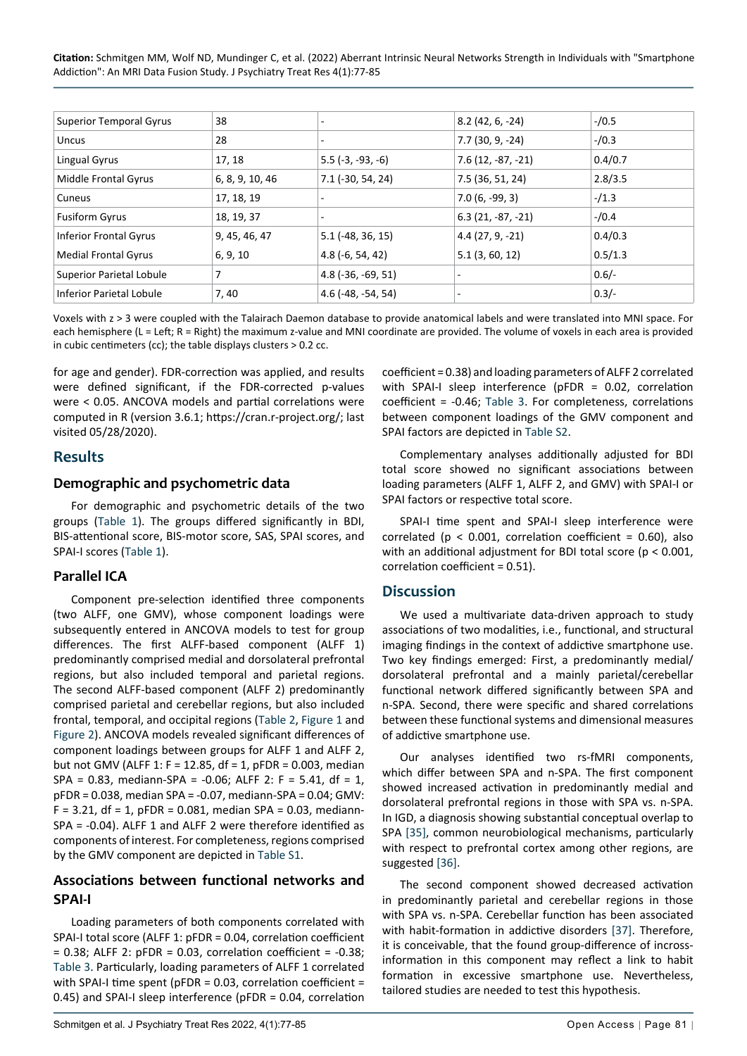| Superior Temporal Gyrus | 38 | - | 8.2 (42, 6, -24) | -/0.5 |
|---|---|---|---|---|
| Uncus | 28 | - | 7.7 (30, 9, -24) | -/0.3 |
| Lingual Gyrus | 17, 18 | 5.5 (-3, -93, -6) | 7.6 (12, -87, -21) | 0.4/0.7 |
| Middle Frontal Gyrus | 6, 8, 9, 10, 46 | 7.1 (-30, 54, 24) | 7.5 (36, 51, 24) | 2.8/3.5 |
| Cuneus | 17, 18, 19 | - | 7.0 (6, -99, 3) | -/1.3 |
| Fusiform Gyrus | 18, 19, 37 | - | 6.3 (21, -87, -21) | -/0.4 |
| Inferior Frontal Gyrus | 9, 45, 46, 47 | 5.1 (-48, 36, 15) | 4.4 (27, 9, -21) | 0.4/0.3 |
| Medial Frontal Gyrus | 6, 9, 10 | 4.8 (-6, 54, 42) | 5.1 (3, 60, 12) | 0.5/1.3 |
| Superior Parietal Lobule | 7 | 4.8 (-36, -69, 51) | - | 0.6/- |
| Inferior Parietal Lobule | 7, 40 | 4.6 (-48, -54, 54) | - | 0.3/- |

Voxels with z > 3 were coupled with the Talairach Daemon database to provide anatomical labels and were translated into MNI space. For each hemisphere (L = Left; R = Right) the maximum z-value and MNI coordinate are provided. The volume of voxels in each area is provided in cubic centimeters (cc); the table displays clusters > 0.2 cc.

for age and gender). FDR-correction was applied, and results were defined significant, if the FDR-corrected p-values were < 0.05. ANCOVA models and partial correlations were computed in R (version 3.6.1; https://cran.r-project.org/; last visited 05/28/2020).

## Results

### Demographic and psychometric data

For demographic and psychometric details of the two groups (Table 1). The groups differed significantly in BDI, BIS-attentional score, BIS-motor score, SAS, SPAI scores, and SPAI-I scores (Table 1).

### Parallel ICA

Component pre-selection identified three components (two ALFF, one GMV), whose component loadings were subsequently entered in ANCOVA models to test for group differences. The first ALFF-based component (ALFF 1) predominantly comprised medial and dorsolateral prefrontal regions, but also included temporal and parietal regions. The second ALFF-based component (ALFF 2) predominantly comprised parietal and cerebellar regions, but also included frontal, temporal, and occipital regions (Table 2, Figure 1 and Figure 2). ANCOVA models revealed significant differences of component loadings between groups for ALFF 1 and ALFF 2, but not GMV (ALFF 1: F = 12.85, df = 1, pFDR = 0.003, median SPA = 0.83, mediann-SPA = -0.06; ALFF 2: F = 5.41, df = 1, pFDR = 0.038, median SPA = -0.07, mediann-SPA = 0.04; GMV: F = 3.21, df = 1, pFDR = 0.081, median SPA = 0.03, mediann-SPA = -0.04). ALFF 1 and ALFF 2 were therefore identified as components of interest. For completeness, regions comprised by the GMV component are depicted in Table S1.

### Associations between functional networks and SPAI-I

Loading parameters of both components correlated with SPAI-I total score (ALFF 1: pFDR = 0.04, correlation coefficient = 0.38; ALFF 2: pFDR = 0.03, correlation coefficient = -0.38; Table 3. Particularly, loading parameters of ALFF 1 correlated with SPAI-I time spent (pFDR = 0.03, correlation coefficient = 0.45) and SPAI-I sleep interference (pFDR = 0.04, correlation coefficient = 0.38) and loading parameters of ALFF 2 correlated with SPAI-I sleep interference (pFDR = 0.02, correlation coefficient = -0.46; Table 3. For completeness, correlations between component loadings of the GMV component and SPAI factors are depicted in Table S2.

Complementary analyses additionally adjusted for BDI total score showed no significant associations between loading parameters (ALFF 1, ALFF 2, and GMV) with SPAI-I or SPAI factors or respective total score.

SPAI-I time spent and SPAI-I sleep interference were correlated (p < 0.001, correlation coefficient = 0.60), also with an additional adjustment for BDI total score (p < 0.001, correlation coefficient = 0.51).

## Discussion

We used a multivariate data-driven approach to study associations of two modalities, i.e., functional, and structural imaging findings in the context of addictive smartphone use. Two key findings emerged: First, a predominantly medial/dorsolateral prefrontal and a mainly parietal/cerebellar functional network differed significantly between SPA and n-SPA. Second, there were specific and shared correlations between these functional systems and dimensional measures of addictive smartphone use.

Our analyses identified two rs-fMRI components, which differ between SPA and n-SPA. The first component showed increased activation in predominantly medial and dorsolateral prefrontal regions in those with SPA vs. n-SPA. In IGD, a diagnosis showing substantial conceptual overlap to SPA [35], common neurobiological mechanisms, particularly with respect to prefrontal cortex among other regions, are suggested [36].

The second component showed decreased activation in predominantly parietal and cerebellar regions in those with SPA vs. n-SPA. Cerebellar function has been associated with habit-formation in addictive disorders [37]. Therefore, it is conceivable, that the found group-difference of incross-information in this component may reflect a link to habit formation in excessive smartphone use. Nevertheless, tailored studies are needed to test this hypothesis.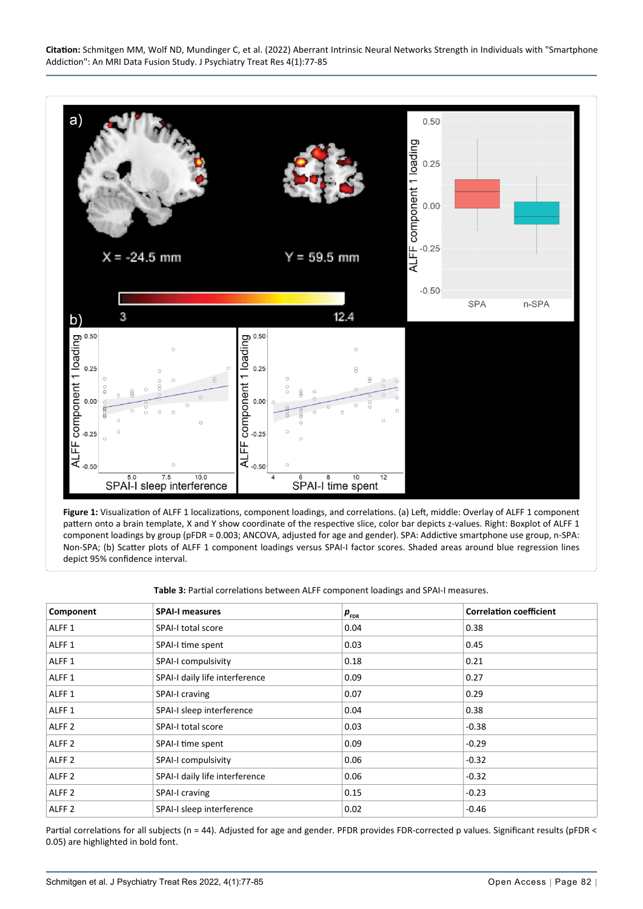**Figure 1:** Visualization of ALFF 1 localizations, component loadings, and correlations. (a) Left, middle: Overlay of ALFF 1 component pattern onto a brain template, X and Y show coordinate of the respective slice, color bar depicts z-values. Right: Boxplot of ALFF 1 component loadings by group (pFDR = 0.003; ANCOVA, adjusted for age and gender). SPA: Addictive smartphone use group, n-SPA: Non-SPA; (b) Scatter plots of ALFF 1 component loadings versus SPAI-I factor scores. Shaded areas around blue regression lines depict 95% confidence interval.

**Table 3:** Partial correlations between ALFF component loadings and SPAI-I measures.

| Component | SPAI-I measures | $p_{FDR}$ | Correlation coefficient |
|---|---|---|---|
| ALFF 1 | SPAI-I total score | 0.04 | 0.38 |
| ALFF 1 | SPAI-I time spent | 0.03 | 0.45 |
| ALFF 1 | SPAI-I compulsivity | 0.18 | 0.21 |
| ALFF 1 | SPAI-I daily life interference | 0.09 | 0.27 |
| ALFF 1 | SPAI-I craving | 0.07 | 0.29 |
| ALFF 1 | SPAI-I sleep interference | 0.04 | 0.38 |
| ALFF 2 | SPAI-I total score | 0.03 | -0.38 |
| ALFF 2 | SPAI-I time spent | 0.09 | -0.29 |
| ALFF 2 | SPAI-I compulsivity | 0.06 | -0.32 |
| ALFF 2 | SPAI-I daily life interference | 0.06 | -0.32 |
| ALFF 2 | SPAI-I craving | 0.15 | -0.23 |
| ALFF 2 | SPAI-I sleep interference | 0.02 | -0.46 |

Partial correlations for all subjects (n = 44). Adjusted for age and gender. PFDR provides FDR-corrected p values. Significant results (pFDR < 0.05) are highlighted in bold font.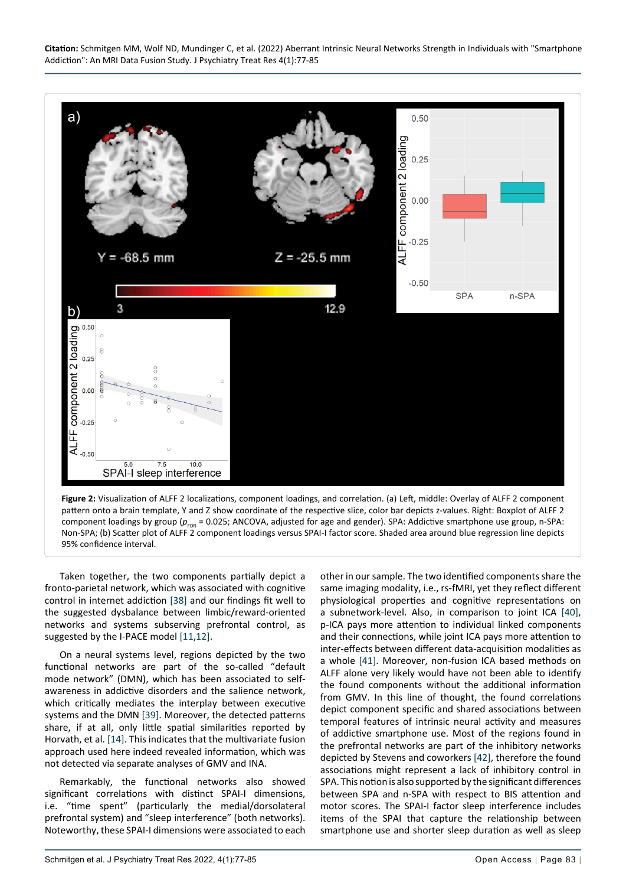**Figure 2:** Visualization of ALFF 2 localizations, component loadings, and correlation. (a) Left, middle: Overlay of ALFF 2 component pattern onto a brain template, Y and Z show coordinate of the respective slice, color bar depicts z-values. Right: Boxplot of ALFF 2 component loadings by group ($p_{FDR}$ = 0.025; ANCOVA, adjusted for age and gender). SPA: Addictive smartphone use group, n-SPA: Non-SPA; (b) Scatter plot of ALFF 2 component loadings versus SPAI-I factor score. Shaded area around blue regression line depicts 95% confidence interval.

Taken together, the two components partially depict a fronto-parietal network, which was associated with cognitive control in internet addiction [38] and our findings fit well to the suggested dysbalance between limbic/reward-oriented networks and systems subserving prefrontal control, as suggested by the I-PACE model [11,12].

On a neural systems level, regions depicted by the two functional networks are part of the so-called "default mode network" (DMN), which has been associated to self-awareness in addictive disorders and the salience network, which critically mediates the interplay between executive systems and the DMN [39]. Moreover, the detected patterns share, if at all, only little spatial similarities reported by Horvath, et al. [14]. This indicates that the multivariate fusion approach used here indeed revealed information, which was not detected via separate analyses of GMV and INA.

Remarkably, the functional networks also showed significant correlations with distinct SPAI-I dimensions, i.e. "time spent" (particularly the medial/dorsolateral prefrontal system) and "sleep interference" (both networks). Noteworthy, these SPAI-I dimensions were associated to each other in our sample. The two identified components share the same imaging modality, i.e., rs-fMRI, yet they reflect different physiological properties and cognitive representations on a subnetwork-level. Also, in comparison to joint ICA [40], p-ICA pays more attention to individual linked components and their connections, while joint ICA pays more attention to inter-effects between different data-acquisition modalities as a whole [41]. Moreover, non-fusion ICA based methods on ALFF alone very likely would have not been able to identify the found components without the additional information from GMV. In this line of thought, the found correlations depict component specific and shared associations between temporal features of intrinsic neural activity and measures of addictive smartphone use. Most of the regions found in the prefrontal networks are part of the inhibitory networks depicted by Stevens and coworkers [42], therefore the found associations might represent a lack of inhibitory control in SPA. This notion is also supported by the significant differences between SPA and n-SPA with respect to BIS attention and motor scores. The SPAI-I factor sleep interference includes items of the SPAI that capture the relationship between smartphone use and shorter sleep duration as well as sleep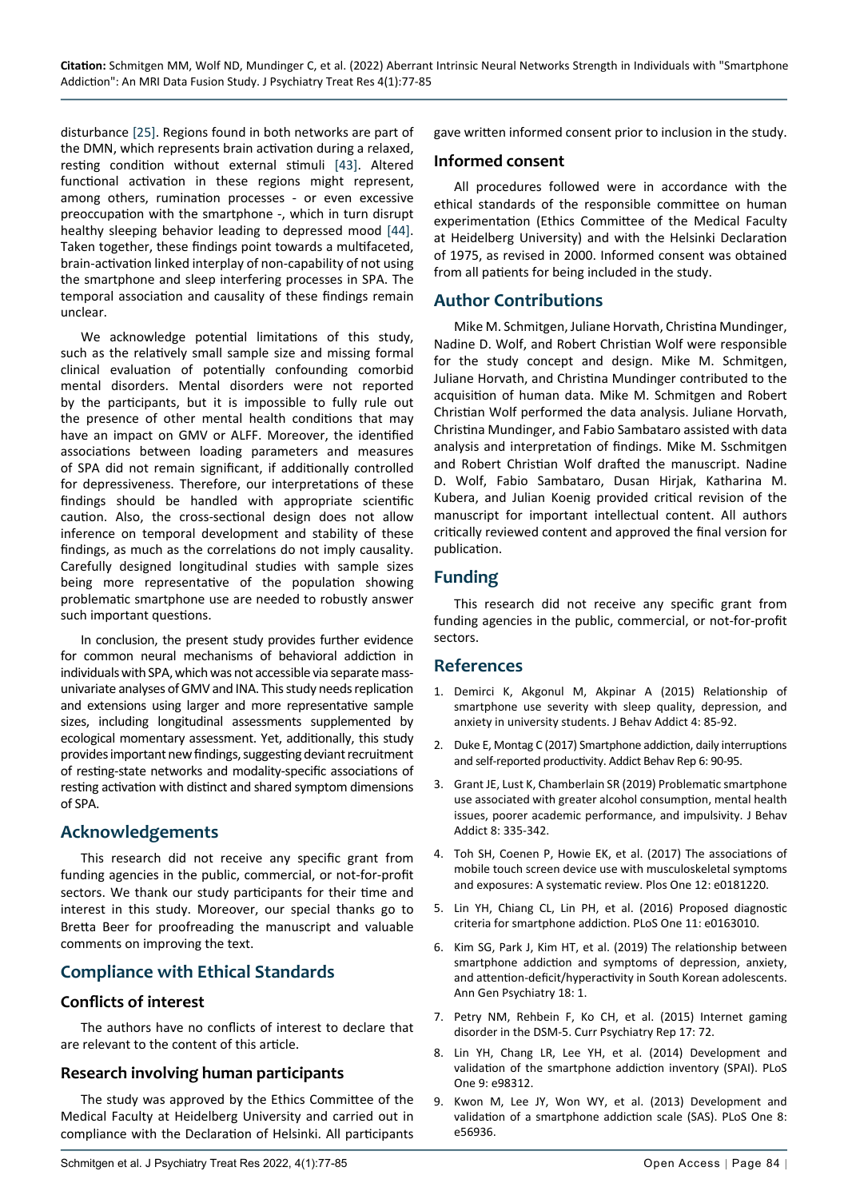disturbance [25]. Regions found in both networks are part of the DMN, which represents brain activation during a relaxed, resting condition without external stimuli [43]. Altered functional activation in these regions might represent, among others, rumination processes - or even excessive preoccupation with the smartphone -, which in turn disrupt healthy sleeping behavior leading to depressed mood [44]. Taken together, these findings point towards a multifaceted, brain-activation linked interplay of non-capability of not using the smartphone and sleep interfering processes in SPA. The temporal association and causality of these findings remain unclear.

We acknowledge potential limitations of this study, such as the relatively small sample size and missing formal clinical evaluation of potentially confounding comorbid mental disorders. Mental disorders were not reported by the participants, but it is impossible to fully rule out the presence of other mental health conditions that may have an impact on GMV or ALFF. Moreover, the identified associations between loading parameters and measures of SPA did not remain significant, if additionally controlled for depressiveness. Therefore, our interpretations of these findings should be handled with appropriate scientific caution. Also, the cross-sectional design does not allow inference on temporal development and stability of these findings, as much as the correlations do not imply causality. Carefully designed longitudinal studies with sample sizes being more representative of the population showing problematic smartphone use are needed to robustly answer such important questions.

In conclusion, the present study provides further evidence for common neural mechanisms of behavioral addiction in individuals with SPA, which was not accessible via separate mass-univariate analyses of GMV and INA. This study needs replication and extensions using larger and more representative sample sizes, including longitudinal assessments supplemented by ecological momentary assessment. Yet, additionally, this study provides important new findings, suggesting deviant recruitment of resting-state networks and modality-specific associations of resting activation with distinct and shared symptom dimensions of SPA.

## Acknowledgements

This research did not receive any specific grant from funding agencies in the public, commercial, or not-for-profit sectors. We thank our study participants for their time and interest in this study. Moreover, our special thanks go to Bretta Beer for proofreading the manuscript and valuable comments on improving the text.

## Compliance with Ethical Standards

### Conflicts of interest

The authors have no conflicts of interest to declare that are relevant to the content of this article.

### Research involving human participants

The study was approved by the Ethics Committee of the Medical Faculty at Heidelberg University and carried out in compliance with the Declaration of Helsinki. All participants gave written informed consent prior to inclusion in the study.

### Informed consent

All procedures followed were in accordance with the ethical standards of the responsible committee on human experimentation (Ethics Committee of the Medical Faculty at Heidelberg University) and with the Helsinki Declaration of 1975, as revised in 2000. Informed consent was obtained from all patients for being included in the study.

## Author Contributions

Mike M. Schmitgen, Juliane Horvath, Christina Mundinger, Nadine D. Wolf, and Robert Christian Wolf were responsible for the study concept and design. Mike M. Schmitgen, Juliane Horvath, and Christina Mundinger contributed to the acquisition of human data. Mike M. Schmitgen and Robert Christian Wolf performed the data analysis. Juliane Horvath, Christina Mundinger, and Fabio Sambataro assisted with data analysis and interpretation of findings. Mike M. Sschmitgen and Robert Christian Wolf drafted the manuscript. Nadine D. Wolf, Fabio Sambataro, Dusan Hirjak, Katharina M. Kubera, and Julian Koenig provided critical revision of the manuscript for important intellectual content. All authors critically reviewed content and approved the final version for publication.

## Funding

This research did not receive any specific grant from funding agencies in the public, commercial, or not-for-profit sectors.

## References

1. Demirci K, Akgonul M, Akpinar A (2015) Relationship of smartphone use severity with sleep quality, depression, and anxiety in university students. J Behav Addict 4: 85-92.
2. Duke E, Montag C (2017) Smartphone addiction, daily interruptions and self-reported productivity. Addict Behav Rep 6: 90-95.
3. Grant JE, Lust K, Chamberlain SR (2019) Problematic smartphone use associated with greater alcohol consumption, mental health issues, poorer academic performance, and impulsivity. J Behav Addict 8: 335-342.
4. Toh SH, Coenen P, Howie EK, et al. (2017) The associations of mobile touch screen device use with musculoskeletal symptoms and exposures: A systematic review. Plos One 12: e0181220.
5. Lin YH, Chiang CL, Lin PH, et al. (2016) Proposed diagnostic criteria for smartphone addiction. PLoS One 11: e0163010.
6. Kim SG, Park J, Kim HT, et al. (2019) The relationship between smartphone addiction and symptoms of depression, anxiety, and attention-deficit/hyperactivity in South Korean adolescents. Ann Gen Psychiatry 18: 1.
7. Petry NM, Rehbein F, Ko CH, et al. (2015) Internet gaming disorder in the DSM-5. Curr Psychiatry Rep 17: 72.
8. Lin YH, Chang LR, Lee YH, et al. (2014) Development and validation of the smartphone addiction inventory (SPAI). PLoS One 9: e98312.
9. Kwon M, Lee JY, Won WY, et al. (2013) Development and validation of a smartphone addiction scale (SAS). PLoS One 8: e56936.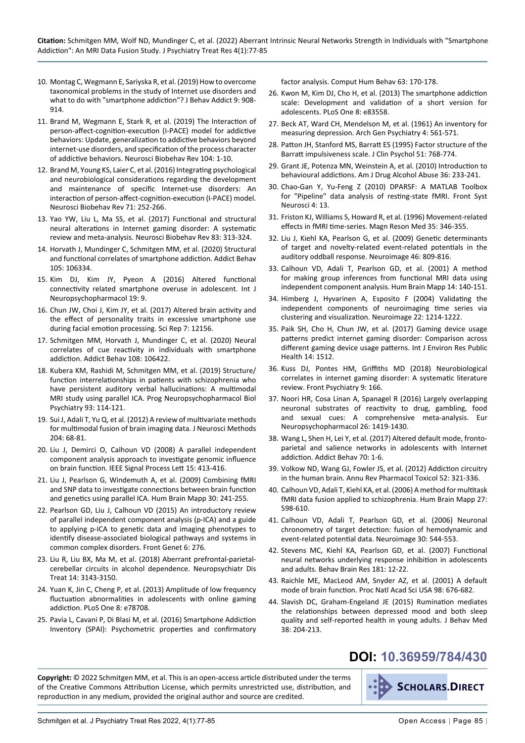10. Montag C, Wegmann E, Sariyska R, et al. (2019) How to overcome taxonomical problems in the study of Internet use disorders and what to do with "smartphone addiction"? J Behav Addict 9: 908-914.
11. Brand M, Wegmann E, Stark R, et al. (2019) The Interaction of person-affect-cognition-execution (I-PACE) model for addictive behaviors: Update, generalization to addictive behaviors beyond internet-use disorders, and specification of the process character of addictive behaviors. Neurosci Biobehav Rev 104: 1-10.
12. Brand M, Young KS, Laier C, et al. (2016) Integrating psychological and neurobiological considerations regarding the development and maintenance of specific Internet-use disorders: An interaction of person-affect-cognition-execution (I-PACE) model. Neurosci Biobehav Rev 71: 252-266.
13. Yao YW, Liu L, Ma SS, et al. (2017) Functional and structural neural alterations in Internet gaming disorder: A systematic review and meta-analysis. Neurosci Biobehav Rev 83: 313-324.
14. Horvath J, Mundinger C, Schmitgen MM, et al. (2020) Structural and functional correlates of smartphone addiction. Addict Behav 105: 106334.
15. Kim DJ, Kim JY, Pyeon A (2016) Altered functional connectivity related smartphone overuse in adolescent. Int J Neuropsychopharmacol 19: 9.
16. Chun JW, Choi J, Kim JY, et al. (2017) Altered brain activity and the effect of personality traits in excessive smartphone use during facial emotion processing. Sci Rep 7: 12156.
17. Schmitgen MM, Horvath J, Mundinger C, et al. (2020) Neural correlates of cue reactivity in individuals with smartphone addiction. Addict Behav 108: 106422.
18. Kubera KM, Rashidi M, Schmitgen MM, et al. (2019) Structure/function interrelationships in patients with schizophrenia who have persistent auditory verbal hallucinations: A multimodal MRI study using parallel ICA. Prog Neuropsychopharmacol Biol Psychiatry 93: 114-121.
19. Sui J, Adali T, Yu Q, et al. (2012) A review of multivariate methods for multimodal fusion of brain imaging data. J Neurosci Methods 204: 68-81.
20. Liu J, Demirci O, Calhoun VD (2008) A parallel independent component analysis approach to investigate genomic influence on brain function. IEEE Signal Process Lett 15: 413-416.
21. Liu J, Pearlson G, Windemuth A, et al. (2009) Combining fMRI and SNP data to investigate connections between brain function and genetics using parallel ICA. Hum Brain Mapp 30: 241-255.
22. Pearlson GD, Liu J, Calhoun VD (2015) An introductory review of parallel independent component analysis (p-ICA) and a guide to applying p-ICA to genetic data and imaging phenotypes to identify disease-associated biological pathways and systems in common complex disorders. Front Genet 6: 276.
23. Liu R, Liu BX, Ma M, et al. (2018) Aberrant prefrontal-parietal-cerebellar circuits in alcohol dependence. Neuropsychiatr Dis Treat 14: 3143-3150.
24. Yuan K, Jin C, Cheng P, et al. (2013) Amplitude of low frequency fluctuation abnormalities in adolescents with online gaming addiction. PLoS One 8: e78708.
25. Pavia L, Cavani P, Di Blasi M, et al. (2016) Smartphone Addiction Inventory (SPAI): Psychometric properties and confirmatory factor analysis. Comput Hum Behav 63: 170-178.
26. Kwon M, Kim DJ, Cho H, et al. (2013) The smartphone addiction scale: Development and validation of a short version for adolescents. PLoS One 8: e83558.
27. Beck AT, Ward CH, Mendelson M, et al. (1961) An inventory for measuring depression. Arch Gen Psychiatry 4: 561-571.
28. Patton JH, Stanford MS, Barratt ES (1995) Factor structure of the Barratt impulsiveness scale. J Clin Psychol 51: 768-774.
29. Grant JE, Potenza MN, Weinstein A, et al. (2010) Introduction to behavioural addictions. Am J Drug Alcohol Abuse 36: 233-241.
30. Chao-Gan Y, Yu-Feng Z (2010) DPARSF: A MATLAB Toolbox for "Pipeline" data analysis of resting-state fMRI. Front Syst Neurosci 4: 13.
31. Friston KJ, Williams S, Howard R, et al. (1996) Movement-related effects in fMRI time-series. Magn Reson Med 35: 346-355.
32. Liu J, Kiehl KA, Pearlson G, et al. (2009) Genetic determinants of target and novelty-related event-related potentials in the auditory oddball response. Neuroimage 46: 809-816.
33. Calhoun VD, Adali T, Pearlson GD, et al. (2001) A method for making group inferences from functional MRI data using independent component analysis. Hum Brain Mapp 14: 140-151.
34. Himberg J, Hyvarinen A, Esposito F (2004) Validating the independent components of neuroimaging time series via clustering and visualization. Neuroimage 22: 1214-1222.
35. Paik SH, Cho H, Chun JW, et al. (2017) Gaming device usage patterns predict internet gaming disorder: Comparison across different gaming device usage patterns. Int J Environ Res Public Health 14: 1512.
36. Kuss DJ, Pontes HM, Griffiths MD (2018) Neurobiological correlates in internet gaming disorder: A systematic literature review. Front Psychiatry 9: 166.
37. Noori HR, Cosa Linan A, Spanagel R (2016) Largely overlapping neuronal substrates of reactivity to drug, gambling, food and sexual cues: A comprehensive meta-analysis. Eur Neuropsychopharmacol 26: 1419-1430.
38. Wang L, Shen H, Lei Y, et al. (2017) Altered default mode, fronto-parietal and salience networks in adolescents with Internet addiction. Addict Behav 70: 1-6.
39. Volkow ND, Wang GJ, Fowler JS, et al. (2012) Addiction circuitry in the human brain. Annu Rev Pharmacol Toxicol 52: 321-336.
40. Calhoun VD, Adali T, Kiehl KA, et al. (2006) A method for multitask fMRI data fusion applied to schizophrenia. Hum Brain Mapp 27: 598-610.
41. Calhoun VD, Adali T, Pearlson GD, et al. (2006) Neuronal chronometry of target detection: fusion of hemodynamic and event-related potential data. Neuroimage 30: 544-553.
42. Stevens MC, Kiehl KA, Pearlson GD, et al. (2007) Functional neural networks underlying response inhibition in adolescents and adults. Behav Brain Res 181: 12-22.
43. Raichle ME, MacLeod AM, Snyder AZ, et al. (2001) A default mode of brain function. Proc Natl Acad Sci USA 98: 676-682.
44. Slavish DC, Graham-Engeland JE (2015) Rumination mediates the relationships between depressed mood and both sleep quality and self-reported health in young adults. J Behav Med 38: 204-213.

**DOI: 10.36959/784/430**

**Copyright:** © 2022 Schmitgen MM, et al. This is an open-access article distributed under the terms of the Creative Commons Attribution License, which permits unrestricted use, distribution, and reproduction in any medium, provided the original author and source are credited.